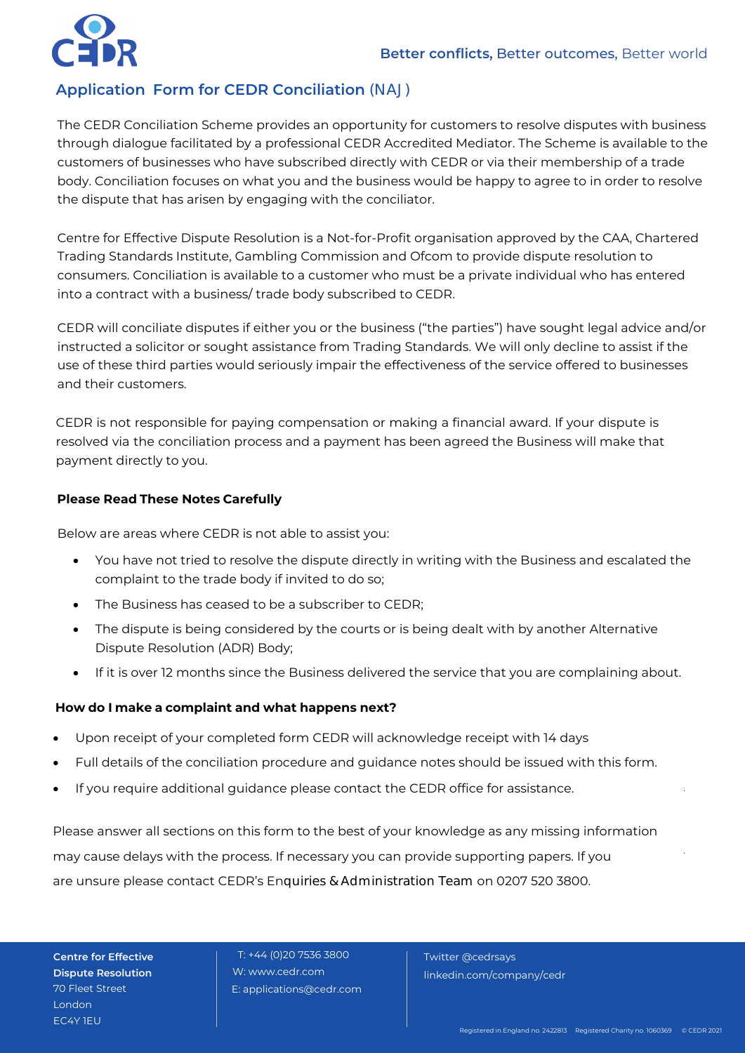Better conflicts, Better outcomes, Better world

# Application Form for CEDR Conciliation (NAJ)

The CEDR Conciliation Scheme provides an opportunity for customers to resolve disputes with business through dialogue facilitated by a professional CEDR Accredited Mediator. The Scheme is available to the customers of businesses who have subscribed directly with CEDR or via their membership of a trade body. Conciliation focuses on what you and the business would be happy to agree to in order to resolve the dispute that has arisen by engaging with the conciliator.

Centre for Effective Dispute Resolution is a Not-for-Profit organisation approved by the CAA, Chartered Trading Standards Institute, Gambling Commission and Ofcom to provide dispute resolution to consumers. Conciliation is available to a customer who must be a private individual who has entered into a contract with a business/ trade body subscribed to CEDR.

CEDR will conciliate disputes if either you or the business ("the parties") have sought legal advice and/or instructed a solicitor or sought assistance from Trading Standards. We will only decline to assist if the use of these third parties would seriously impair the effectiveness of the service offered to businesses and their customers.

CEDR is not responsible for paying compensation or making a financial award. If your dispute is resolved via the conciliation process and a payment has been agreed the Business will make that payment directly to you.

**Please Read These Notes Carefully**

Below are areas where CEDR is not able to assist you:

- You have not tried to resolve the dispute directly in writing with the Business and escalated the complaint to the trade body if invited to do so;
- The Business has ceased to be a subscriber to CEDR;
- The dispute is being considered by the courts or is being dealt with by another Alternative Dispute Resolution (ADR) Body;
- If it is over 12 months since the Business delivered the service that you are complaining about.

**How do I make a complaint and what happens next?**

- Upon receipt of your completed form CEDR will acknowledge receipt with 14 days
- Full details of the conciliation procedure and guidance notes should be issued with this form.
- If you require additional guidance please contact the CEDR office for assistance.

Please answer all sections on this form to the best of your knowledge as any missing information may cause delays with the process. If necessary you can provide supporting papers. If you are unsure please contact CEDR's Enquiries & Administration Team on 0207 520 3800.

**Centre for Effective Dispute Resolution**
70 Fleet Street
London
EC4Y 1EU

T: +44 (0)20 7536 3800
W: www.cedr.com
E: applications@cedr.com

Twitter @cedrsays
linkedin.com/company/cedr

Registered in England no. 2422813 Registered Charity no. 1060369 © CEDR 2021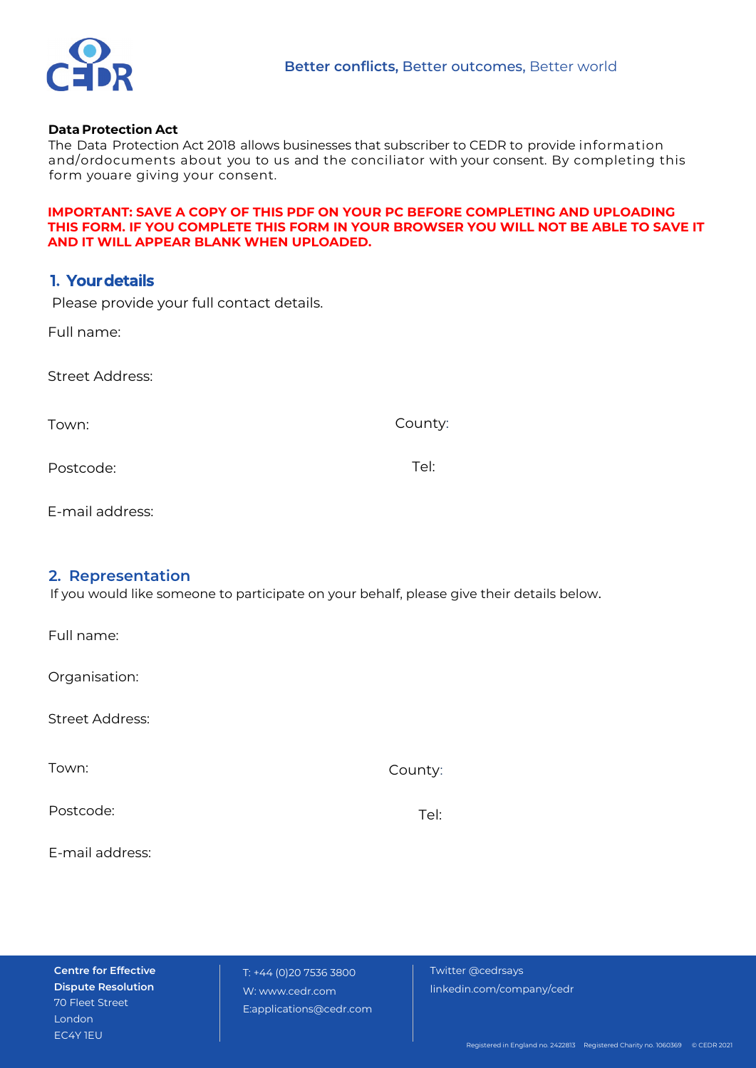Better conflicts, Better outcomes, Better world

**Data Protection Act**

The Data Protection Act 2018 allows businesses that subscriber to CEDR to provide information and/ordocuments about you to us and the conciliator with your consent. By completing this form youare giving your consent.

**IMPORTANT: SAVE A COPY OF THIS PDF ON YOUR PC BEFORE COMPLETING AND UPLOADING THIS FORM. IF YOU COMPLETE THIS FORM IN YOUR BROWSER YOU WILL NOT BE ABLE TO SAVE IT AND IT WILL APPEAR BLANK WHEN UPLOADED.**

## 1. Your details

Please provide your full contact details.

Full name:

Street Address:

Town: County:

Postcode: Tel:

E-mail address:

## 2. Representation

If you would like someone to participate on your behalf, please give their details below.

Full name:

Organisation:

Street Address:

Town: County:

Postcode: Tel:

E-mail address:

**Centre for Effective Dispute Resolution**
70 Fleet Street
London
EC4Y 1EU

T: +44 (0)20 7536 3800
W: www.cedr.com
E:applications@cedr.com

Twitter @cedrsays
linkedin.com/company/cedr

Registered in England no. 2422813 Registered Charity no. 1060369 © CEDR 2021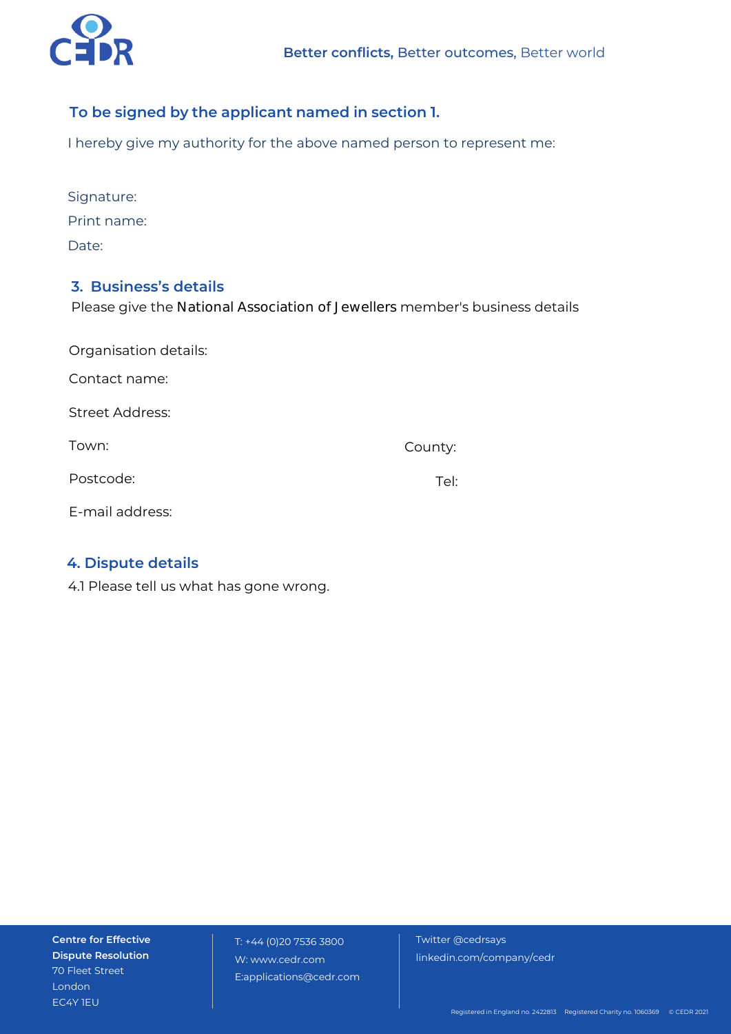**To be signed by the applicant named in section 1.**

I hereby give my authority for the above named person to represent me:

Signature:

Print name:

Date:

## 3. Business's details

Please give the National Association of Jewellers member's business details

Organisation details:

Contact name:

Street Address:

Town:

County:

Postcode:

Tel:

E-mail address:

## 4. Dispute details

4.1 Please tell us what has gone wrong.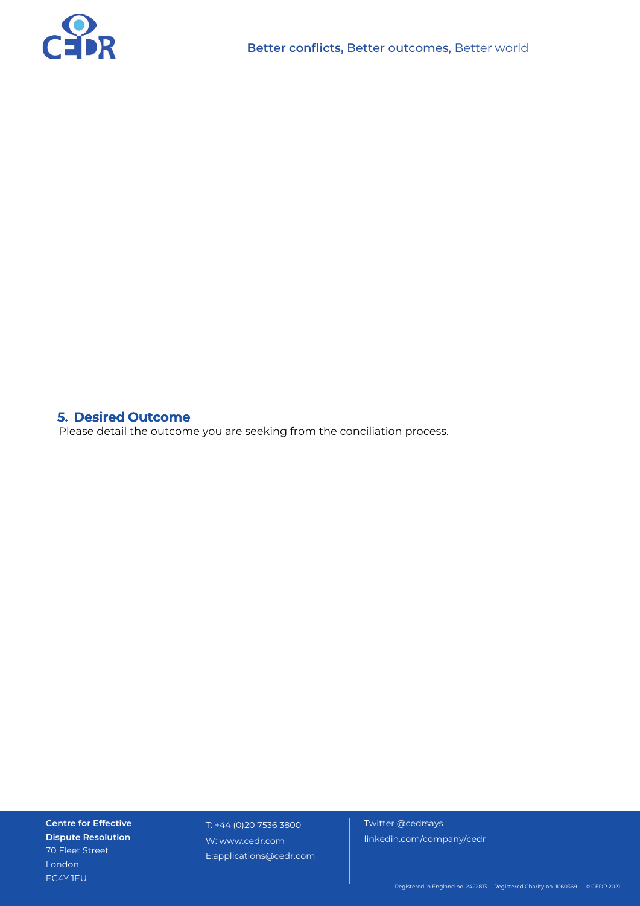## 5. Desired Outcome

Please detail the outcome you are seeking from the conciliation process.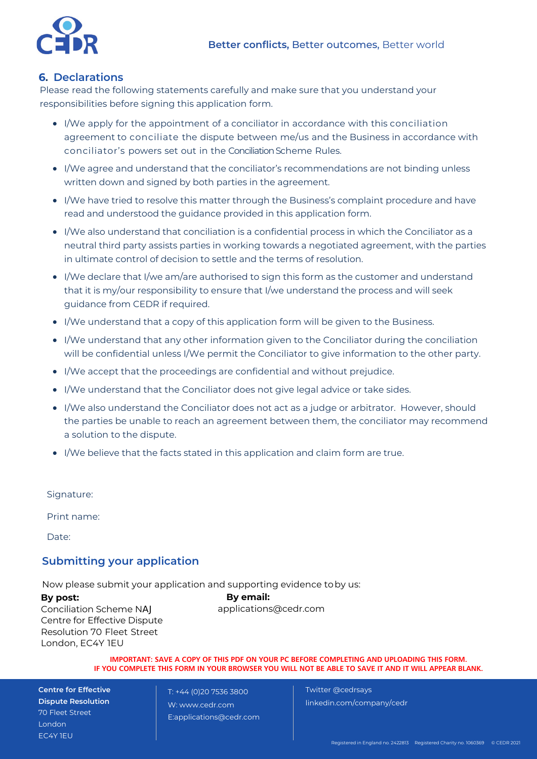Better conflicts, Better outcomes, Better world

## 6. Declarations

Please read the following statements carefully and make sure that you understand your responsibilities before signing this application form.

- I/We apply for the appointment of a conciliator in accordance with this conciliation agreement to conciliate the dispute between me/us and the Business in accordance with conciliator's powers set out in the Conciliation Scheme Rules.
- I/We agree and understand that the conciliator's recommendations are not binding unless written down and signed by both parties in the agreement.
- I/We have tried to resolve this matter through the Business's complaint procedure and have read and understood the guidance provided in this application form.
- I/We also understand that conciliation is a confidential process in which the Conciliator as a neutral third party assists parties in working towards a negotiated agreement, with the parties in ultimate control of decision to settle and the terms of resolution.
- I/We declare that I/we am/are authorised to sign this form as the customer and understand that it is my/our responsibility to ensure that I/we understand the process and will seek guidance from CEDR if required.
- I/We understand that a copy of this application form will be given to the Business.
- I/We understand that any other information given to the Conciliator during the conciliation will be confidential unless I/We permit the Conciliator to give information to the other party.
- I/We accept that the proceedings are confidential and without prejudice.
- I/We understand that the Conciliator does not give legal advice or take sides.
- I/We also understand the Conciliator does not act as a judge or arbitrator. However, should the parties be unable to reach an agreement between them, the conciliator may recommend a solution to the dispute.
- I/We believe that the facts stated in this application and claim form are true.

Signature:

Print name:

Date:

## Submitting your application

Now please submit your application and supporting evidence toby us:

**By post:**
Conciliation Scheme NAJ
Centre for Effective Dispute Resolution 70 Fleet Street
London, EC4Y 1EU

**By email:**
applications@cedr.com

**IMPORTANT: SAVE A COPY OF THIS PDF ON YOUR PC BEFORE COMPLETING AND UPLOADING THIS FORM. IF YOU COMPLETE THIS FORM IN YOUR BROWSER YOU WILL NOT BE ABLE TO SAVE IT AND IT WILL APPEAR BLANK.**

**Centre for Effective Dispute Resolution**
70 Fleet Street
London
EC4Y 1EU

T: +44 (0)20 7536 3800
W: www.cedr.com
E:applications@cedr.com

Twitter @cedrsays
linkedin.com/company/cedr

Registered in England no. 2422813 Registered Charity no. 1060369 © CEDR 2021